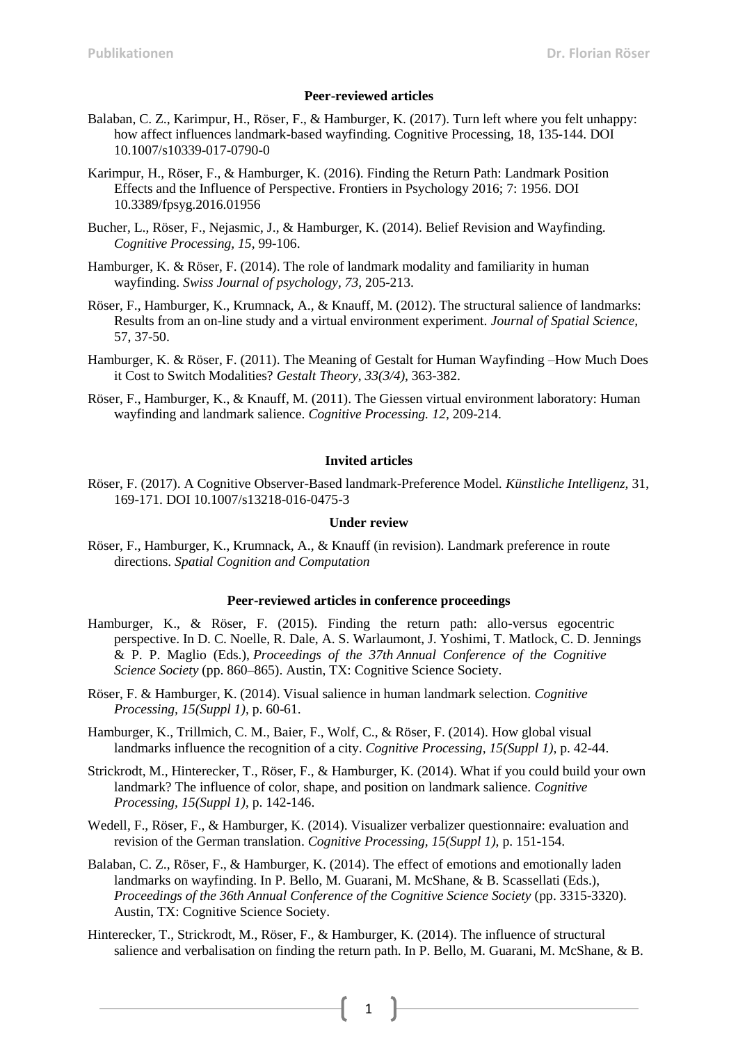## Peer-reviewed articles

Balaban, C. Z., Karimpur, H., Röser, F., & Hamburger, K. (2017). Turn left where you felt unhappy: how affect influences landmark-based wayfinding. Cognitive Processing, 18, 135-144. DOI 10.1007/s10339-017-0790-0

Karimpur, H., Röser, F., & Hamburger, K. (2016). Finding the Return Path: Landmark Position Effects and the Influence of Perspective. Frontiers in Psychology 2016; 7: 1956. DOI 10.3389/fpsyg.2016.01956

Bucher, L., Röser, F., Nejasmic, J., & Hamburger, K. (2014). Belief Revision and Wayfinding. *Cognitive Processing, 15*, 99-106.

Hamburger, K. & Röser, F. (2014). The role of landmark modality and familiarity in human wayfinding. *Swiss Journal of psychology, 73*, 205-213.

Röser, F., Hamburger, K., Krumnack, A., & Knauff, M. (2012). The structural salience of landmarks: Results from an on-line study and a virtual environment experiment. *Journal of Spatial Science*, 57, 37-50.

Hamburger, K. & Röser, F. (2011). The Meaning of Gestalt for Human Wayfinding –How Much Does it Cost to Switch Modalities? *Gestalt Theory, 33(3/4)*, 363-382.

Röser, F., Hamburger, K., & Knauff, M. (2011). The Giessen virtual environment laboratory: Human wayfinding and landmark salience. *Cognitive Processing. 12*, 209-214.

## Invited articles

Röser, F. (2017). A Cognitive Observer-Based landmark-Preference Model. *Künstliche Intelligenz,* 31, 169-171. DOI 10.1007/s13218-016-0475-3

## Under review

Röser, F., Hamburger, K., Krumnack, A., & Knauff (in revision). Landmark preference in route directions. *Spatial Cognition and Computation*

## Peer-reviewed articles in conference proceedings

Hamburger, K., & Röser, F. (2015). Finding the return path: allo-versus egocentric perspective. In D. C. Noelle, R. Dale, A. S. Warlaumont, J. Yoshimi, T. Matlock, C. D. Jennings & P. P. Maglio (Eds.), *Proceedings of the 37th Annual Conference of the Cognitive Science Society* (pp. 860–865). Austin, TX: Cognitive Science Society.

Röser, F. & Hamburger, K. (2014). Visual salience in human landmark selection. *Cognitive Processing, 15(Suppl 1)*, p. 60-61.

Hamburger, K., Trillmich, C. M., Baier, F., Wolf, C., & Röser, F. (2014). How global visual landmarks influence the recognition of a city. *Cognitive Processing, 15(Suppl 1)*, p. 42-44.

Strickrodt, M., Hinterecker, T., Röser, F., & Hamburger, K. (2014). What if you could build your own landmark? The influence of color, shape, and position on landmark salience. *Cognitive Processing, 15(Suppl 1)*, p. 142-146.

Wedell, F., Röser, F., & Hamburger, K. (2014). Visualizer verbalizer questionnaire: evaluation and revision of the German translation. *Cognitive Processing, 15(Suppl 1)*, p. 151-154.

Balaban, C. Z., Röser, F., & Hamburger, K. (2014). The effect of emotions and emotionally laden landmarks on wayfinding. In P. Bello, M. Guarani, M. McShane, & B. Scassellati (Eds.), *Proceedings of the 36th Annual Conference of the Cognitive Science Society* (pp. 3315-3320). Austin, TX: Cognitive Science Society.

Hinterecker, T., Strickrodt, M., Röser, F., & Hamburger, K. (2014). The influence of structural salience and verbalisation on finding the return path. In P. Bello, M. Guarani, M. McShane, & B.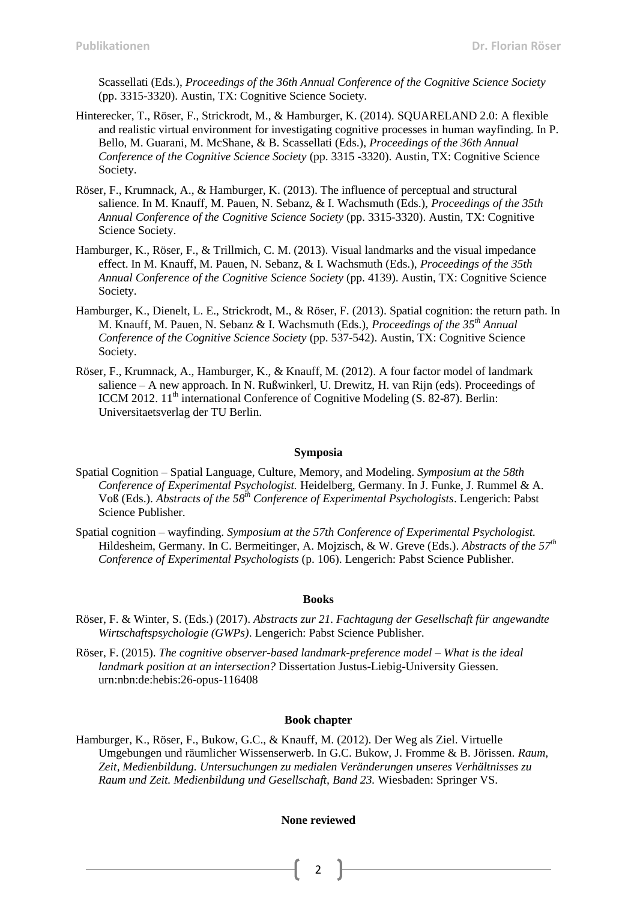Scassellati (Eds.), *Proceedings of the 36th Annual Conference of the Cognitive Science Society* (pp. 3315-3320). Austin, TX: Cognitive Science Society.

Hinterecker, T., Röser, F., Strickrodt, M., & Hamburger, K. (2014). SQUARELAND 2.0: A flexible and realistic virtual environment for investigating cognitive processes in human wayfinding. In P. Bello, M. Guarani, M. McShane, & B. Scassellati (Eds.), *Proceedings of the 36th Annual Conference of the Cognitive Science Society* (pp. 3315 -3320). Austin, TX: Cognitive Science Society.

Röser, F., Krumnack, A., & Hamburger, K. (2013). The influence of perceptual and structural salience. In M. Knauff, M. Pauen, N. Sebanz, & I. Wachsmuth (Eds.), *Proceedings of the 35th Annual Conference of the Cognitive Science Society* (pp. 3315-3320). Austin, TX: Cognitive Science Society.

Hamburger, K., Röser, F., & Trillmich, C. M. (2013). Visual landmarks and the visual impedance effect. In M. Knauff, M. Pauen, N. Sebanz, & I. Wachsmuth (Eds.), *Proceedings of the 35th Annual Conference of the Cognitive Science Society* (pp. 4139). Austin, TX: Cognitive Science Society.

Hamburger, K., Dienelt, L. E., Strickrodt, M., & Röser, F. (2013). Spatial cognition: the return path. In M. Knauff, M. Pauen, N. Sebanz & I. Wachsmuth (Eds.), *Proceedings of the 35th Annual Conference of the Cognitive Science Society* (pp. 537-542). Austin, TX: Cognitive Science Society.

Röser, F., Krumnack, A., Hamburger, K., & Knauff, M. (2012). A four factor model of landmark salience – A new approach. In N. Rußwinkerl, U. Drewitz, H. van Rijn (eds). Proceedings of ICCM 2012. 11th international Conference of Cognitive Modeling (S. 82-87). Berlin: Universitaetsverlag der TU Berlin.

**Symposia**

Spatial Cognition – Spatial Language, Culture, Memory, and Modeling. *Symposium at the 58th Conference of Experimental Psychologist.* Heidelberg, Germany. In J. Funke, J. Rummel & A. Voß (Eds.). *Abstracts of the 58th Conference of Experimental Psychologists*. Lengerich: Pabst Science Publisher.

Spatial cognition – wayfinding. *Symposium at the 57th Conference of Experimental Psychologist.* Hildesheim, Germany. In C. Bermeitinger, A. Mojzisch, & W. Greve (Eds.). *Abstracts of the 57th Conference of Experimental Psychologists* (p. 106). Lengerich: Pabst Science Publisher.

**Books**

Röser, F. & Winter, S. (Eds.) (2017). *Abstracts zur 21. Fachtagung der Gesellschaft für angewandte Wirtschaftspsychologie (GWPs)*. Lengerich: Pabst Science Publisher.

Röser, F. (2015). *The cognitive observer-based landmark-preference model – What is the ideal landmark position at an intersection?* Dissertation Justus-Liebig-University Giessen. urn:nbn:de:hebis:26-opus-116408

**Book chapter**

Hamburger, K., Röser, F., Bukow, G.C., & Knauff, M. (2012). Der Weg als Ziel. Virtuelle Umgebungen und räumlicher Wissenserwerb. In G.C. Bukow, J. Fromme & B. Jörissen. *Raum, Zeit, Medienbildung. Untersuchungen zu medialen Veränderungen unseres Verhältnisses zu Raum und Zeit. Medienbildung und Gesellschaft, Band 23.* Wiesbaden: Springer VS.

**None reviewed**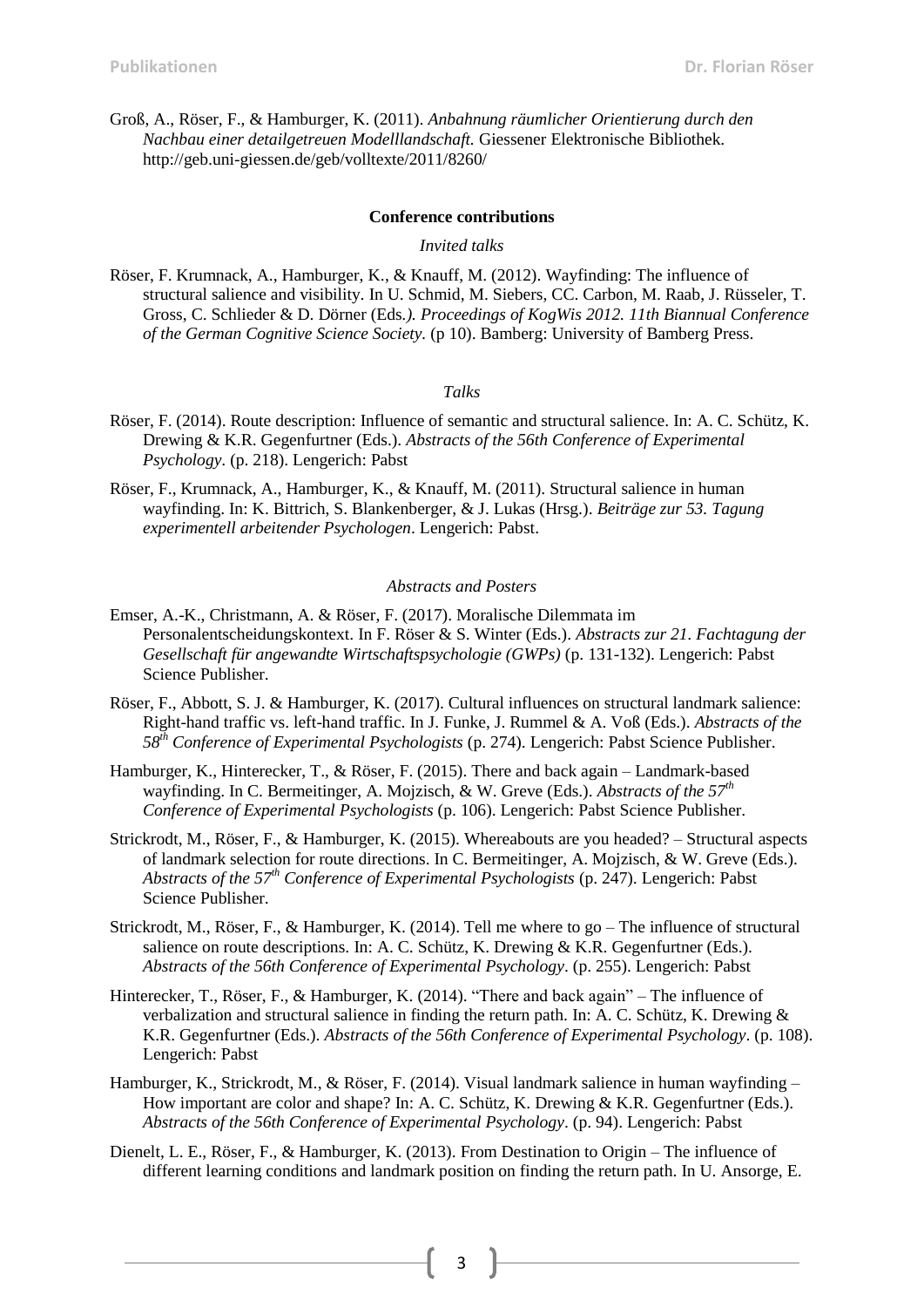Groß, A., Röser, F., & Hamburger, K. (2011). *Anbahnung räumlicher Orientierung durch den Nachbau einer detailgetreuen Modelllandschaft.* Giessener Elektronische Bibliothek. http://geb.uni-giessen.de/geb/volltexte/2011/8260/

**Conference contributions**

*Invited talks*

Röser, F. Krumnack, A., Hamburger, K., & Knauff, M. (2012). Wayfinding: The influence of structural salience and visibility. In U. Schmid, M. Siebers, CC. Carbon, M. Raab, J. Rüsseler, T. Gross, C. Schlieder & D. Dörner (Eds*.). Proceedings of KogWis 2012. 11th Biannual Conference of the German Cognitive Science Society.* (p 10). Bamberg: University of Bamberg Press.

*Talks*

Röser, F. (2014). Route description: Influence of semantic and structural salience. In: A. C. Schütz, K. Drewing & K.R. Gegenfurtner (Eds.). *Abstracts of the 56th Conference of Experimental Psychology.* (p. 218). Lengerich: Pabst

Röser, F., Krumnack, A., Hamburger, K., & Knauff, M. (2011). Structural salience in human wayfinding. In: K. Bittrich, S. Blankenberger, & J. Lukas (Hrsg.). *Beiträge zur 53. Tagung experimentell arbeitender Psychologen*. Lengerich: Pabst.

*Abstracts and Posters*

Emser, A.-K., Christmann, A. & Röser, F. (2017). Moralische Dilemmata im Personalentscheidungskontext. In F. Röser & S. Winter (Eds.). *Abstracts zur 21. Fachtagung der Gesellschaft für angewandte Wirtschaftspsychologie (GWPs)* (p. 131-132). Lengerich: Pabst Science Publisher.

Röser, F., Abbott, S. J. & Hamburger, K. (2017). Cultural influences on structural landmark salience: Right-hand traffic vs. left-hand traffic. In J. Funke, J. Rummel & A. Voß (Eds.). *Abstracts of the 58th Conference of Experimental Psychologists* (p. 274). Lengerich: Pabst Science Publisher.

Hamburger, K., Hinterecker, T., & Röser, F. (2015). There and back again – Landmark-based wayfinding. In C. Bermeitinger, A. Mojzisch, & W. Greve (Eds.). *Abstracts of the 57th Conference of Experimental Psychologists* (p. 106). Lengerich: Pabst Science Publisher.

Strickrodt, M., Röser, F., & Hamburger, K. (2015). Whereabouts are you headed? – Structural aspects of landmark selection for route directions. In C. Bermeitinger, A. Mojzisch, & W. Greve (Eds.). *Abstracts of the 57th Conference of Experimental Psychologists* (p. 247). Lengerich: Pabst Science Publisher.

Strickrodt, M., Röser, F., & Hamburger, K. (2014). Tell me where to go – The influence of structural salience on route descriptions. In: A. C. Schütz, K. Drewing & K.R. Gegenfurtner (Eds.). *Abstracts of the 56th Conference of Experimental Psychology*. (p. 255). Lengerich: Pabst

Hinterecker, T., Röser, F., & Hamburger, K. (2014). "There and back again" – The influence of verbalization and structural salience in finding the return path. In: A. C. Schütz, K. Drewing & K.R. Gegenfurtner (Eds.). *Abstracts of the 56th Conference of Experimental Psychology*. (p. 108). Lengerich: Pabst

Hamburger, K., Strickrodt, M., & Röser, F. (2014). Visual landmark salience in human wayfinding – How important are color and shape? In: A. C. Schütz, K. Drewing & K.R. Gegenfurtner (Eds.). *Abstracts of the 56th Conference of Experimental Psychology*. (p. 94). Lengerich: Pabst

Dienelt, L. E., Röser, F., & Hamburger, K. (2013). From Destination to Origin – The influence of different learning conditions and landmark position on finding the return path. In U. Ansorge, E.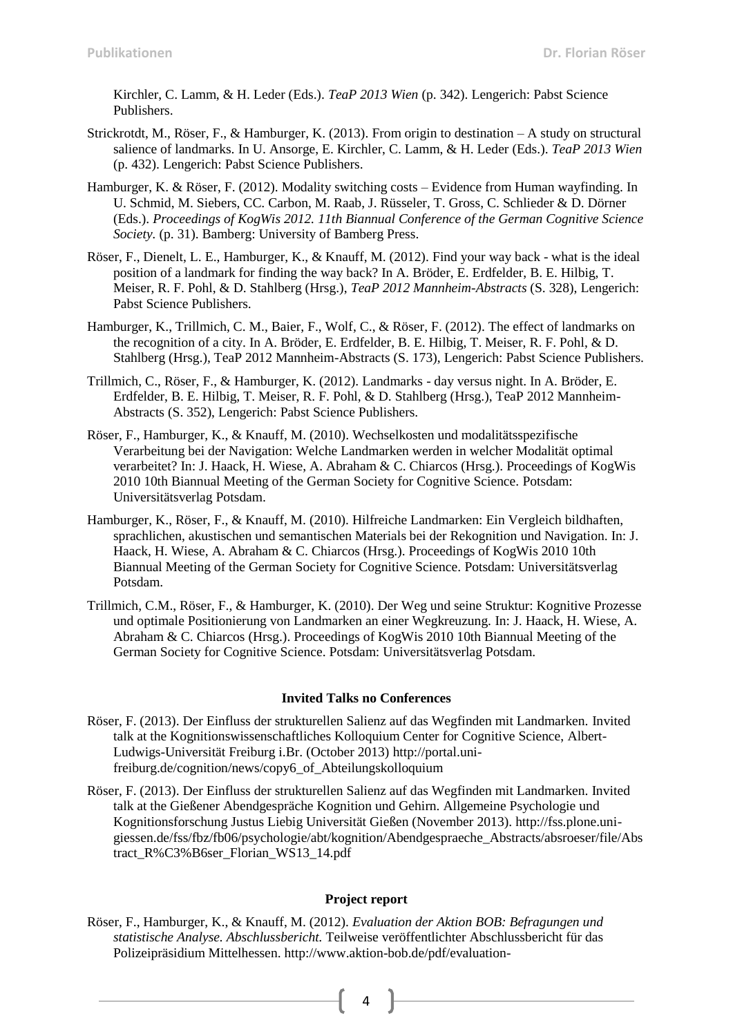Kirchler, C. Lamm, & H. Leder (Eds.). *TeaP 2013 Wien* (p. 342). Lengerich: Pabst Science Publishers.

Strickrotdt, M., Röser, F., & Hamburger, K. (2013). From origin to destination – A study on structural salience of landmarks. In U. Ansorge, E. Kirchler, C. Lamm, & H. Leder (Eds.). *TeaP 2013 Wien* (p. 432). Lengerich: Pabst Science Publishers.

Hamburger, K. & Röser, F. (2012). Modality switching costs – Evidence from Human wayfinding. In U. Schmid, M. Siebers, CC. Carbon, M. Raab, J. Rüsseler, T. Gross, C. Schlieder & D. Dörner (Eds.). *Proceedings of KogWis 2012. 11th Biannual Conference of the German Cognitive Science Society.* (p. 31). Bamberg: University of Bamberg Press.

Röser, F., Dienelt, L. E., Hamburger, K., & Knauff, M. (2012). Find your way back - what is the ideal position of a landmark for finding the way back? In A. Bröder, E. Erdfelder, B. E. Hilbig, T. Meiser, R. F. Pohl, & D. Stahlberg (Hrsg.), *TeaP 2012 Mannheim-Abstracts* (S. 328), Lengerich: Pabst Science Publishers.

Hamburger, K., Trillmich, C. M., Baier, F., Wolf, C., & Röser, F. (2012). The effect of landmarks on the recognition of a city. In A. Bröder, E. Erdfelder, B. E. Hilbig, T. Meiser, R. F. Pohl, & D. Stahlberg (Hrsg.), TeaP 2012 Mannheim-Abstracts (S. 173), Lengerich: Pabst Science Publishers.

Trillmich, C., Röser, F., & Hamburger, K. (2012). Landmarks - day versus night. In A. Bröder, E. Erdfelder, B. E. Hilbig, T. Meiser, R. F. Pohl, & D. Stahlberg (Hrsg.), TeaP 2012 Mannheim-Abstracts (S. 352), Lengerich: Pabst Science Publishers.

Röser, F., Hamburger, K., & Knauff, M. (2010). Wechselkosten und modalitätsspezifische Verarbeitung bei der Navigation: Welche Landmarken werden in welcher Modalität optimal verarbeitet? In: J. Haack, H. Wiese, A. Abraham & C. Chiarcos (Hrsg.). Proceedings of KogWis 2010 10th Biannual Meeting of the German Society for Cognitive Science. Potsdam: Universitätsverlag Potsdam.

Hamburger, K., Röser, F., & Knauff, M. (2010). Hilfreiche Landmarken: Ein Vergleich bildhaften, sprachlichen, akustischen und semantischen Materials bei der Rekognition und Navigation. In: J. Haack, H. Wiese, A. Abraham & C. Chiarcos (Hrsg.). Proceedings of KogWis 2010 10th Biannual Meeting of the German Society for Cognitive Science. Potsdam: Universitätsverlag Potsdam.

Trillmich, C.M., Röser, F., & Hamburger, K. (2010). Der Weg und seine Struktur: Kognitive Prozesse und optimale Positionierung von Landmarken an einer Wegkreuzung. In: J. Haack, H. Wiese, A. Abraham & C. Chiarcos (Hrsg.). Proceedings of KogWis 2010 10th Biannual Meeting of the German Society for Cognitive Science. Potsdam: Universitätsverlag Potsdam.

### Invited Talks no Conferences

Röser, F. (2013). Der Einfluss der strukturellen Salienz auf das Wegfinden mit Landmarken. Invited talk at the Kognitionswissenschaftliches Kolloquium Center for Cognitive Science, Albert-Ludwigs-Universität Freiburg i.Br. (October 2013) http://portal.uni-freiburg.de/cognition/news/copy6_of_Abteilungskolloquium

Röser, F. (2013). Der Einfluss der strukturellen Salienz auf das Wegfinden mit Landmarken. Invited talk at the Gießener Abendgespräche Kognition und Gehirn. Allgemeine Psychologie und Kognitionsforschung Justus Liebig Universität Gießen (November 2013). http://fss.plone.uni-giessen.de/fss/fbz/fb06/psychologie/abt/kognition/Abendgespraeche_Abstracts/absroeser/file/Abstract_R%C3%B6ser_Florian_WS13_14.pdf

### Project report

Röser, F., Hamburger, K., & Knauff, M. (2012). *Evaluation der Aktion BOB: Befragungen und statistische Analyse. Abschlussbericht.* Teilweise veröffentlichter Abschlussbericht für das Polizeipräsidium Mittelhessen. http://www.aktion-bob.de/pdf/evaluation-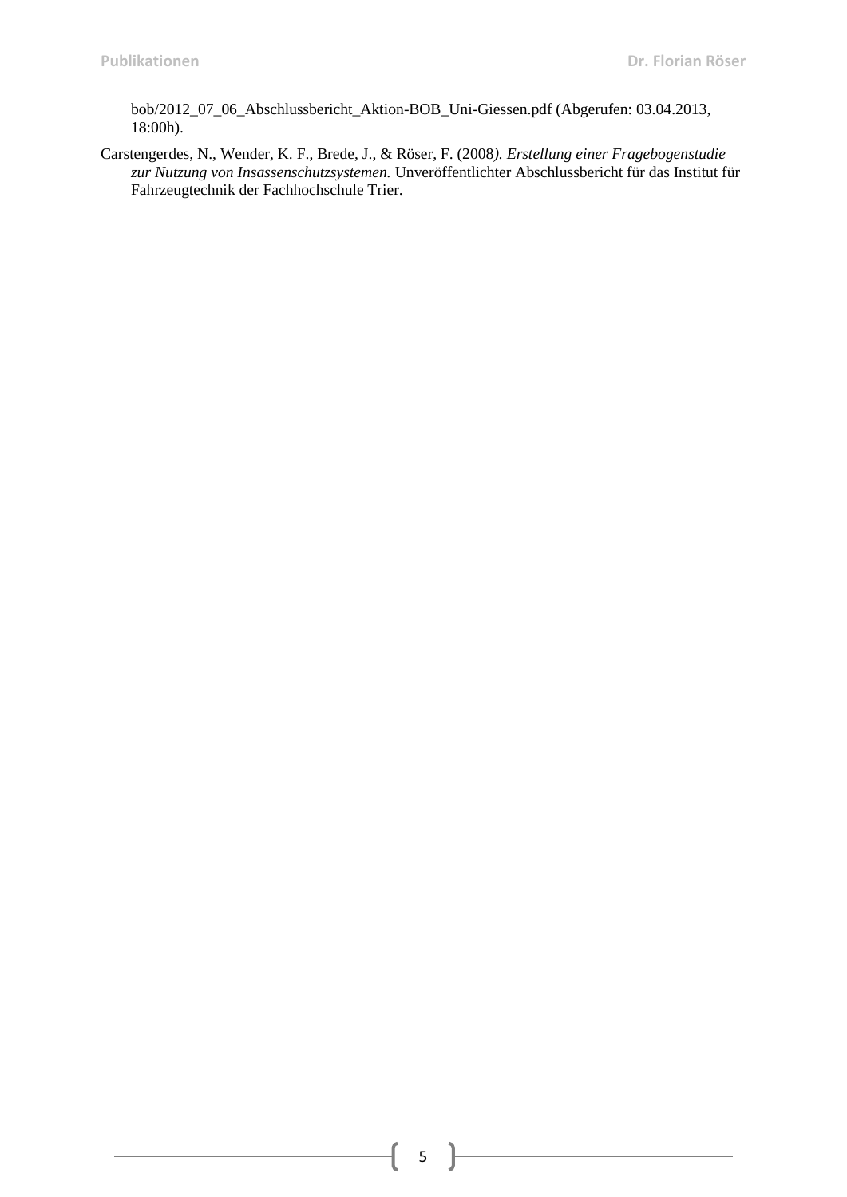bob/2012_07_06_Abschlussbericht_Aktion-BOB_Uni-Giessen.pdf (Abgerufen: 03.04.2013, 18:00h).

Carstengerdes, N., Wender, K. F., Brede, J., & Röser, F. (2008). *Erstellung einer Fragebogenstudie zur Nutzung von Insassenschutzsystemen.* Unveröffentlichter Abschlussbericht für das Institut für Fahrzeugtechnik der Fachhochschule Trier.